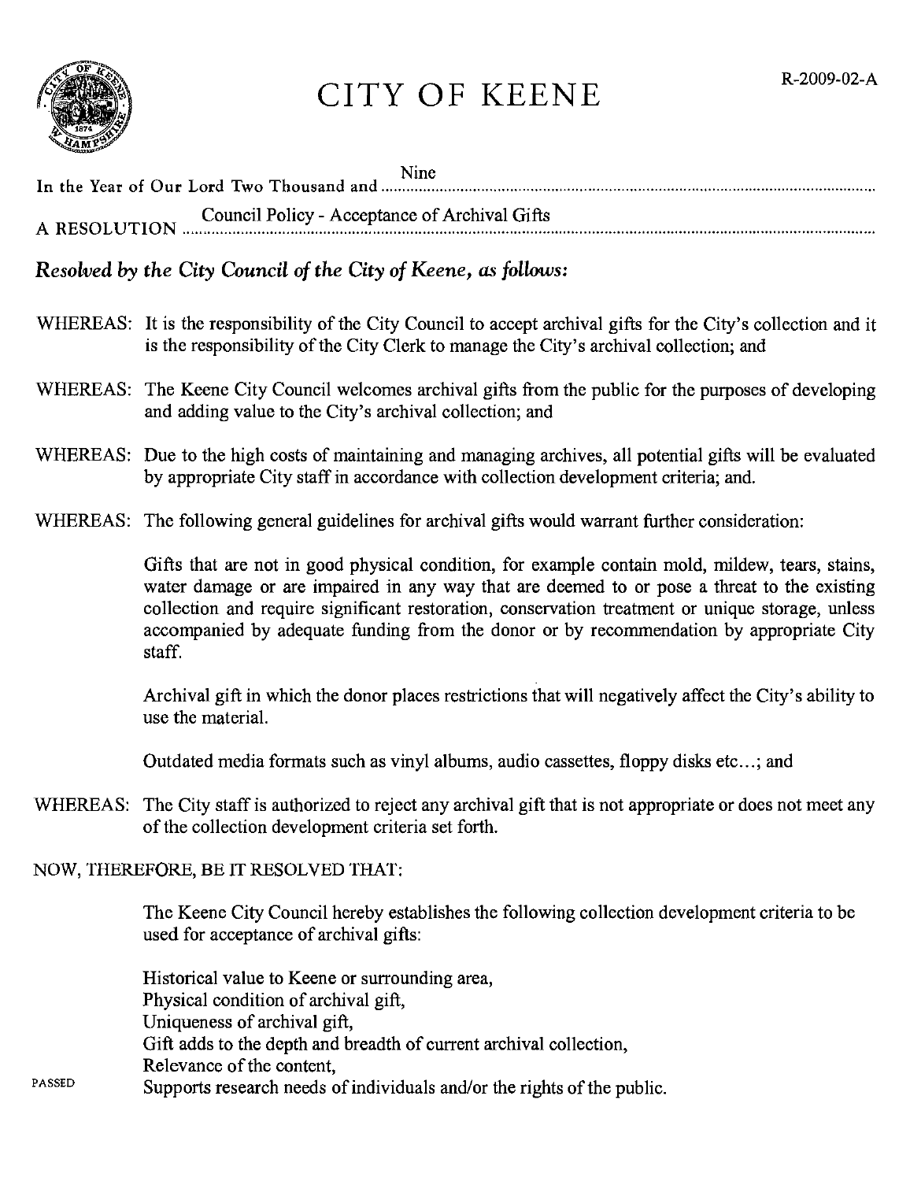R-2009-02-A

# CITY OF KEENE

In the Year of Our Lord Two Thousand and Nine

A RESOLUTION Council Policy - Acceptance of Archival Gifts

***Resolved by the City Council of the City of Keene, as follows:***

WHEREAS: It is the responsibility of the City Council to accept archival gifts for the City's collection and it is the responsibility of the City Clerk to manage the City's archival collection; and

WHEREAS: The Keene City Council welcomes archival gifts from the public for the purposes of developing and adding value to the City's archival collection; and

WHEREAS: Due to the high costs of maintaining and managing archives, all potential gifts will be evaluated by appropriate City staff in accordance with collection development criteria; and.

WHEREAS: The following general guidelines for archival gifts would warrant further consideration:

Gifts that are not in good physical condition, for example contain mold, mildew, tears, stains, water damage or are impaired in any way that are deemed to or pose a threat to the existing collection and require significant restoration, conservation treatment or unique storage, unless accompanied by adequate funding from the donor or by recommendation by appropriate City staff.

Archival gift in which the donor places restrictions that will negatively affect the City's ability to use the material.

Outdated media formats such as vinyl albums, audio cassettes, floppy disks etc...; and

WHEREAS: The City staff is authorized to reject any archival gift that is not appropriate or does not meet any of the collection development criteria set forth.

NOW, THEREFORE, BE IT RESOLVED THAT:

The Keene City Council hereby establishes the following collection development criteria to be used for acceptance of archival gifts:

Historical value to Keene or surrounding area,
Physical condition of archival gift,
Uniqueness of archival gift,
Gift adds to the depth and breadth of current archival collection,
Relevance of the content,
Supports research needs of individuals and/or the rights of the public.

PASSED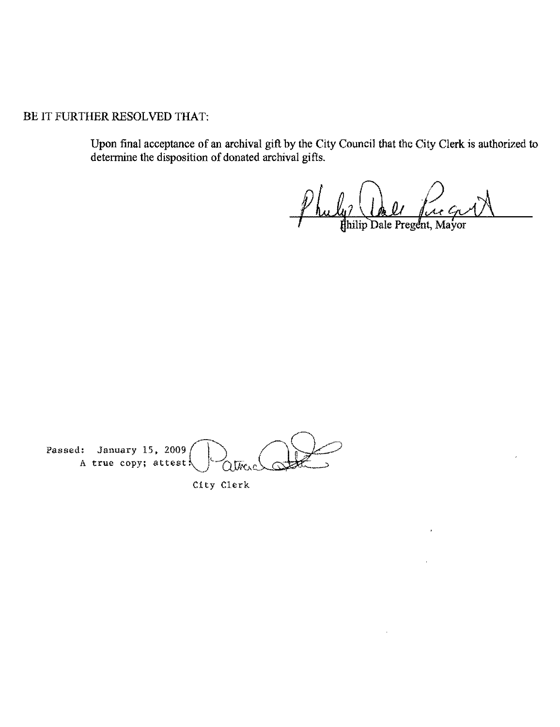BE IT FURTHER RESOLVED THAT:

Upon final acceptance of an archival gift by the City Council that the City Clerk is authorized to determine the disposition of donated archival gifts.

Philip Dale Pregent, Mayor

Passed: January 15, 2009
A true copy; attest:

City Clerk